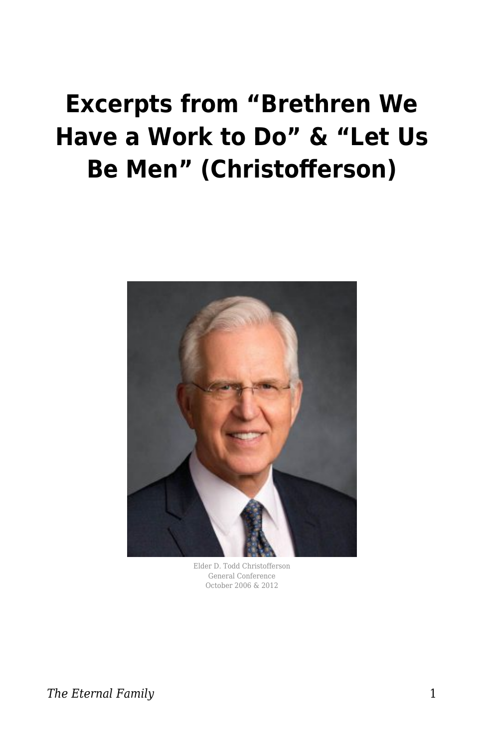# Excerpts from "Brethren We Have a Work to Do" & "Let Us Be Men" (Christofferson)

Elder D. Todd Christofferson
General Conference
October 2006 & 2012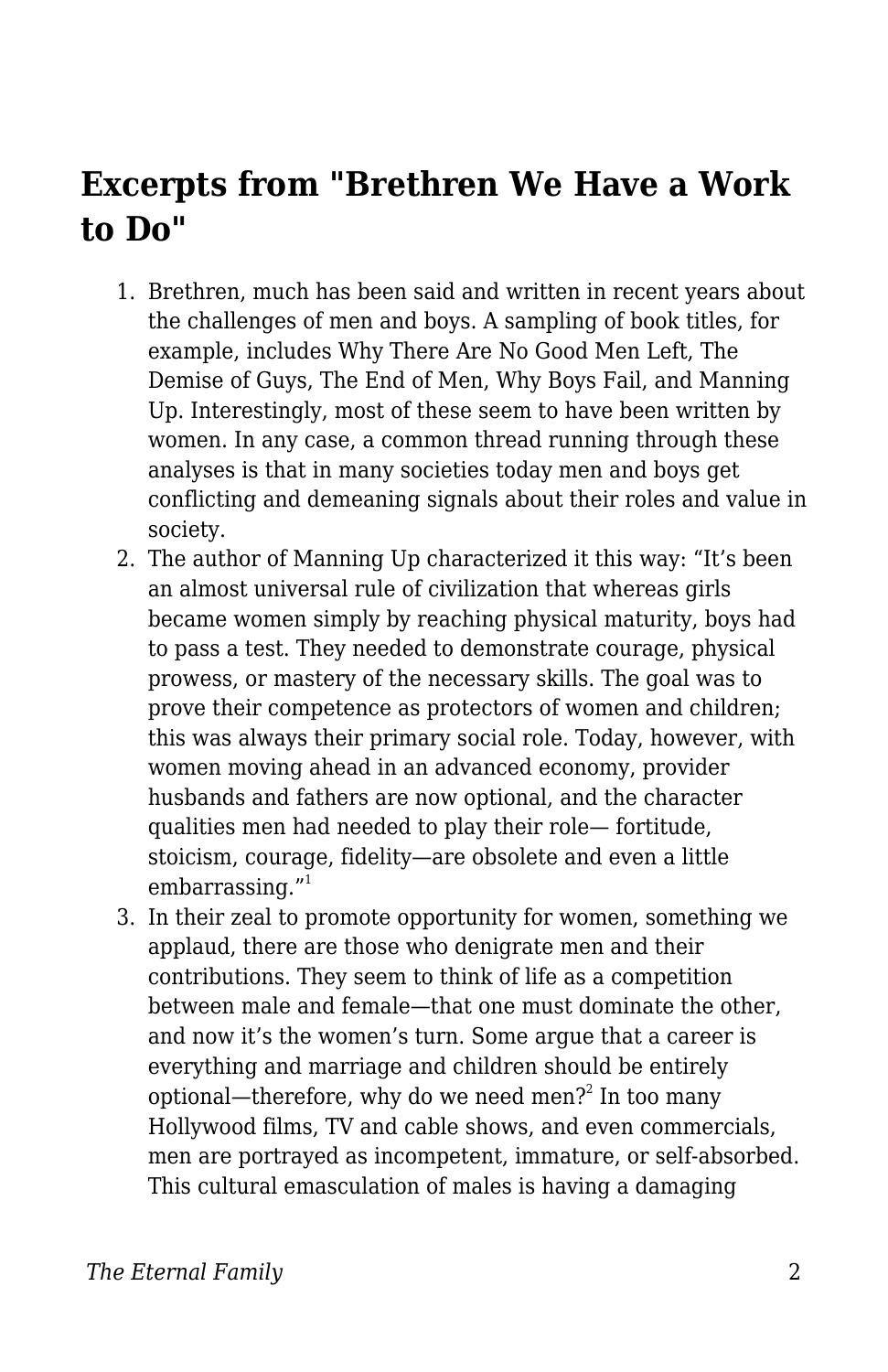## Excerpts from "Brethren We Have a Work to Do"

1. Brethren, much has been said and written in recent years about the challenges of men and boys. A sampling of book titles, for example, includes Why There Are No Good Men Left, The Demise of Guys, The End of Men, Why Boys Fail, and Manning Up. Interestingly, most of these seem to have been written by women. In any case, a common thread running through these analyses is that in many societies today men and boys get conflicting and demeaning signals about their roles and value in society.
2. The author of Manning Up characterized it this way: "It's been an almost universal rule of civilization that whereas girls became women simply by reaching physical maturity, boys had to pass a test. They needed to demonstrate courage, physical prowess, or mastery of the necessary skills. The goal was to prove their competence as protectors of women and children; this was always their primary social role. Today, however, with women moving ahead in an advanced economy, provider husbands and fathers are now optional, and the character qualities men had needed to play their role— fortitude, stoicism, courage, fidelity—are obsolete and even a little embarrassing."[1]
3. In their zeal to promote opportunity for women, something we applaud, there are those who denigrate men and their contributions. They seem to think of life as a competition between male and female—that one must dominate the other, and now it's the women's turn. Some argue that a career is everything and marriage and children should be entirely optional—therefore, why do we need men?[2] In too many Hollywood films, TV and cable shows, and even commercials, men are portrayed as incompetent, immature, or self-absorbed. This cultural emasculation of males is having a damaging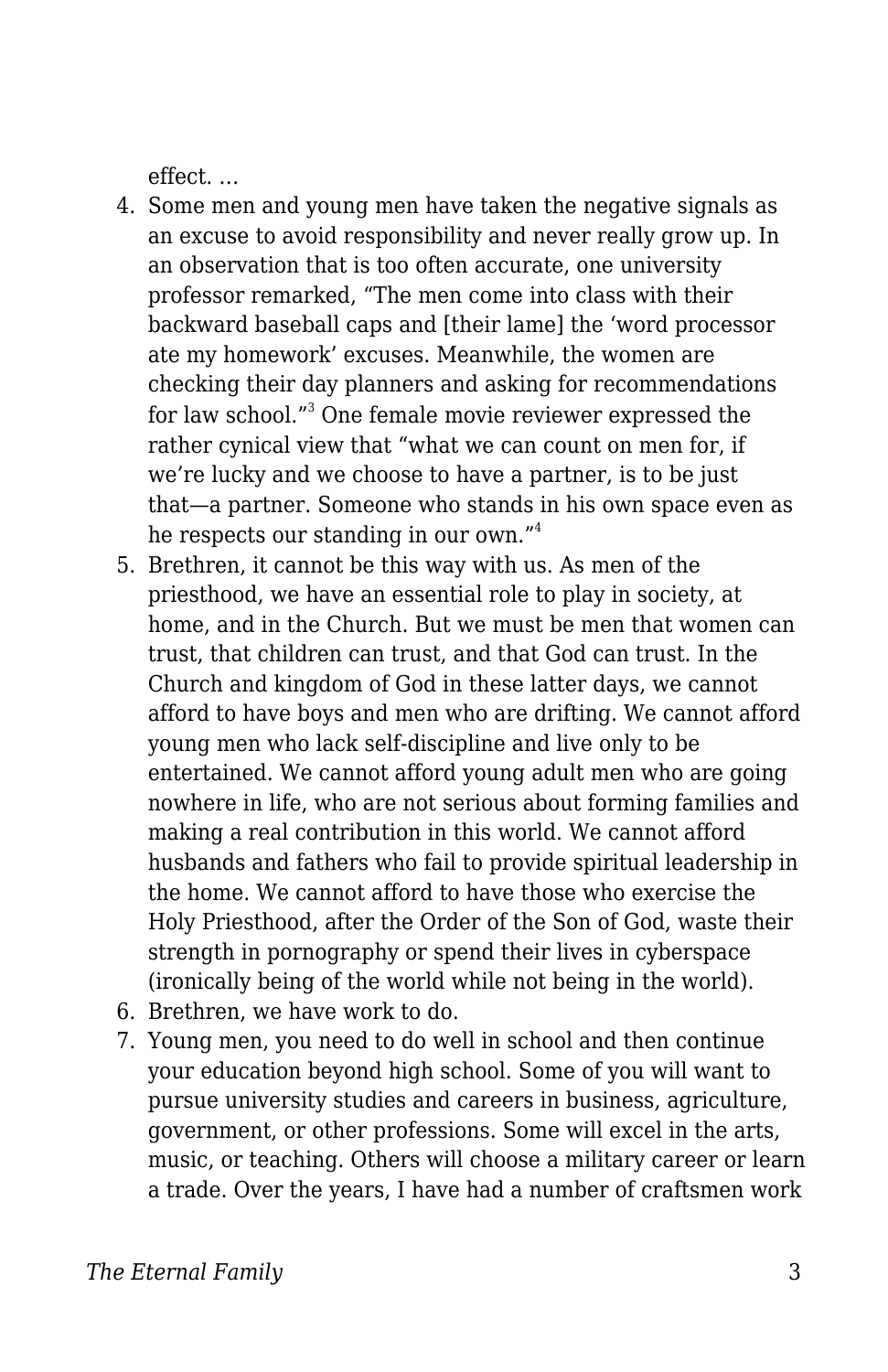effect. …

4. Some men and young men have taken the negative signals as an excuse to avoid responsibility and never really grow up. In an observation that is too often accurate, one university professor remarked, "The men come into class with their backward baseball caps and [their lame] the 'word processor ate my homework' excuses. Meanwhile, the women are checking their day planners and asking for recommendations for law school."[3] One female movie reviewer expressed the rather cynical view that "what we can count on men for, if we're lucky and we choose to have a partner, is to be just that—a partner. Someone who stands in his own space even as he respects our standing in our own."[4]
5. Brethren, it cannot be this way with us. As men of the priesthood, we have an essential role to play in society, at home, and in the Church. But we must be men that women can trust, that children can trust, and that God can trust. In the Church and kingdom of God in these latter days, we cannot afford to have boys and men who are drifting. We cannot afford young men who lack self-discipline and live only to be entertained. We cannot afford young adult men who are going nowhere in life, who are not serious about forming families and making a real contribution in this world. We cannot afford husbands and fathers who fail to provide spiritual leadership in the home. We cannot afford to have those who exercise the Holy Priesthood, after the Order of the Son of God, waste their strength in pornography or spend their lives in cyberspace (ironically being of the world while not being in the world).
6. Brethren, we have work to do.
7. Young men, you need to do well in school and then continue your education beyond high school. Some of you will want to pursue university studies and careers in business, agriculture, government, or other professions. Some will excel in the arts, music, or teaching. Others will choose a military career or learn a trade. Over the years, I have had a number of craftsmen work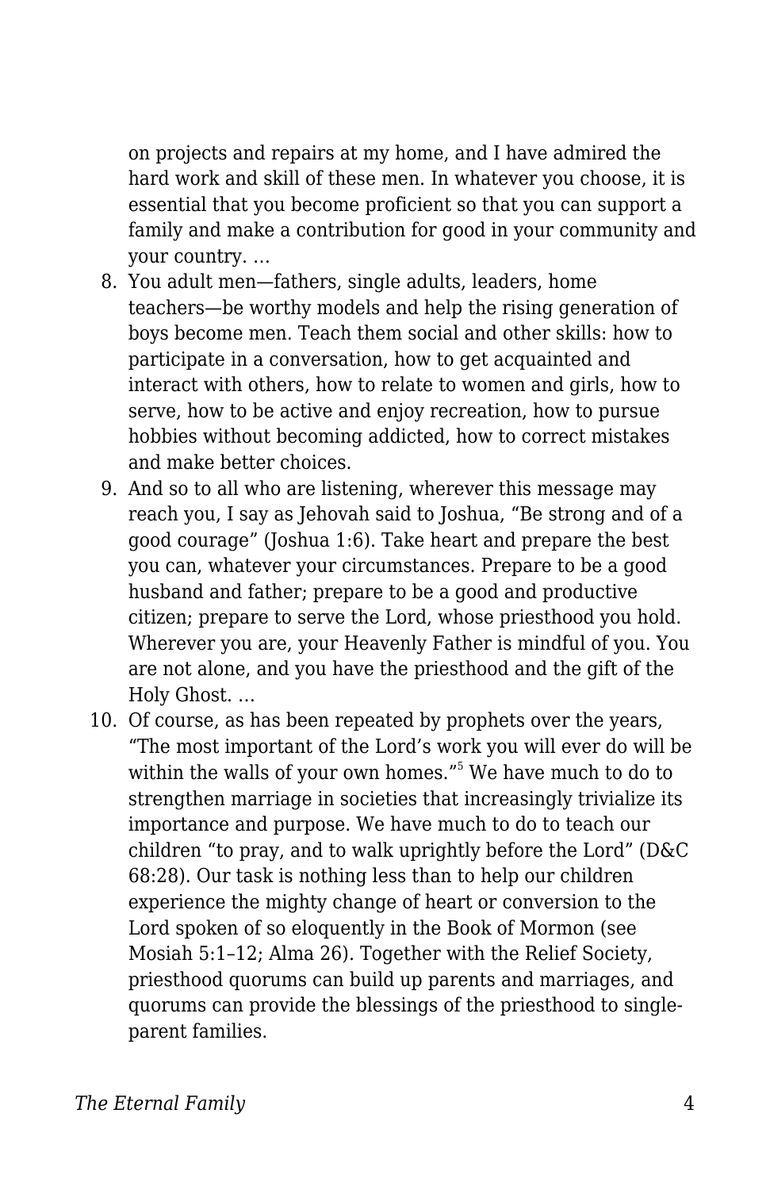on projects and repairs at my home, and I have admired the hard work and skill of these men. In whatever you choose, it is essential that you become proficient so that you can support a family and make a contribution for good in your community and your country. …

8. You adult men—fathers, single adults, leaders, home teachers—be worthy models and help the rising generation of boys become men. Teach them social and other skills: how to participate in a conversation, how to get acquainted and interact with others, how to relate to women and girls, how to serve, how to be active and enjoy recreation, how to pursue hobbies without becoming addicted, how to correct mistakes and make better choices.
9. And so to all who are listening, wherever this message may reach you, I say as Jehovah said to Joshua, “Be strong and of a good courage” (Joshua 1:6). Take heart and prepare the best you can, whatever your circumstances. Prepare to be a good husband and father; prepare to be a good and productive citizen; prepare to serve the Lord, whose priesthood you hold. Wherever you are, your Heavenly Father is mindful of you. You are not alone, and you have the priesthood and the gift of the Holy Ghost. …
10. Of course, as has been repeated by prophets over the years, “The most important of the Lord’s work you will ever do will be within the walls of your own homes.”[5] We have much to do to strengthen marriage in societies that increasingly trivialize its importance and purpose. We have much to do to teach our children “to pray, and to walk uprightly before the Lord” (D&C 68:28). Our task is nothing less than to help our children experience the mighty change of heart or conversion to the Lord spoken of so eloquently in the Book of Mormon (see Mosiah 5:1–12; Alma 26). Together with the Relief Society, priesthood quorums can build up parents and marriages, and quorums can provide the blessings of the priesthood to single-parent families.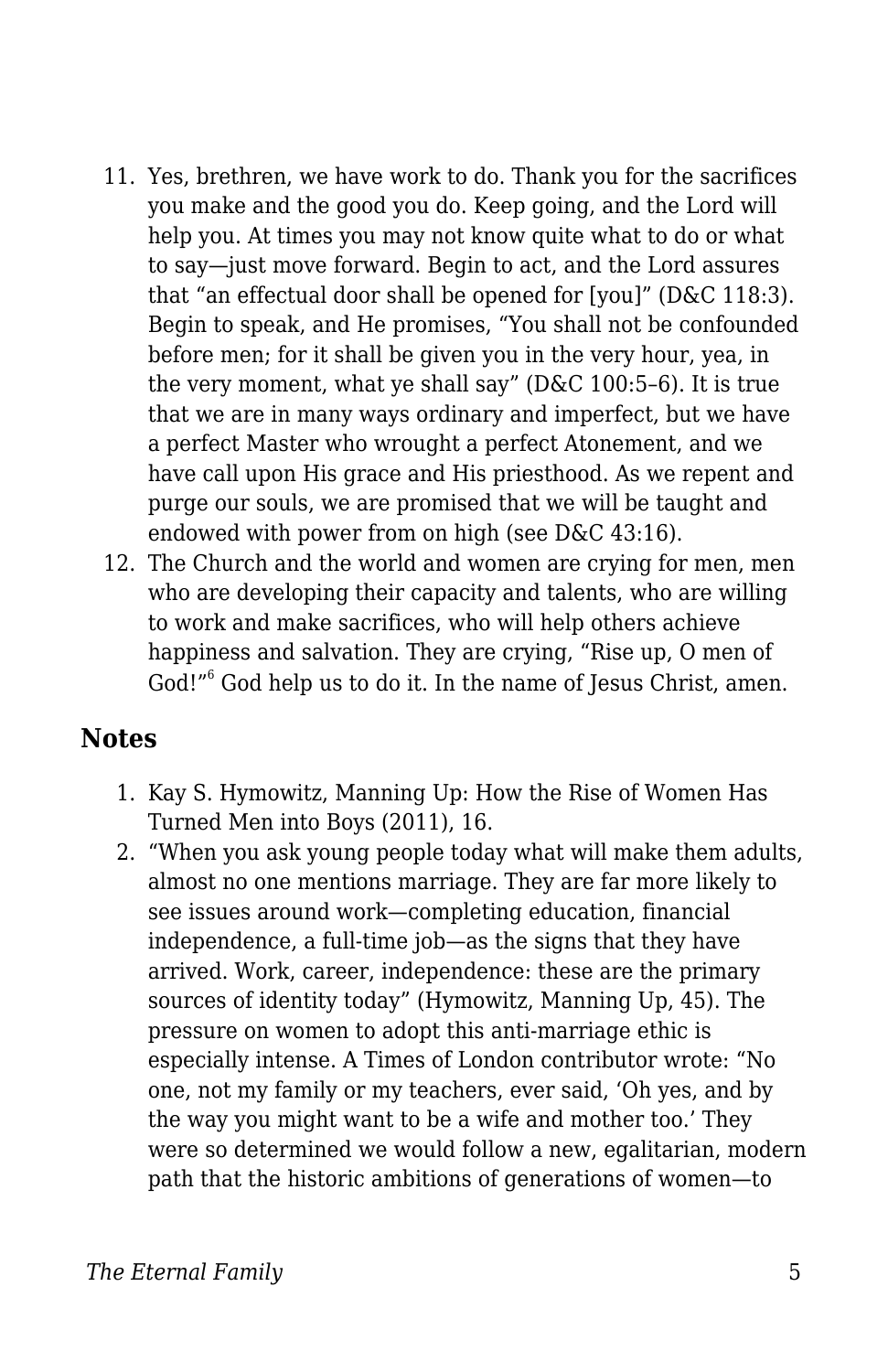11. Yes, brethren, we have work to do. Thank you for the sacrifices you make and the good you do. Keep going, and the Lord will help you. At times you may not know quite what to do or what to say—just move forward. Begin to act, and the Lord assures that "an effectual door shall be opened for [you]" (D&C 118:3). Begin to speak, and He promises, "You shall not be confounded before men; for it shall be given you in the very hour, yea, in the very moment, what ye shall say" (D&C 100:5–6). It is true that we are in many ways ordinary and imperfect, but we have a perfect Master who wrought a perfect Atonement, and we have call upon His grace and His priesthood. As we repent and purge our souls, we are promised that we will be taught and endowed with power from on high (see D&C 43:16).
12. The Church and the world and women are crying for men, men who are developing their capacity and talents, who are willing to work and make sacrifices, who will help others achieve happiness and salvation. They are crying, "Rise up, O men of God!"[6] God help us to do it. In the name of Jesus Christ, amen.

## Notes

1. Kay S. Hymowitz, Manning Up: How the Rise of Women Has Turned Men into Boys (2011), 16.
2. "When you ask young people today what will make them adults, almost no one mentions marriage. They are far more likely to see issues around work—completing education, financial independence, a full-time job—as the signs that they have arrived. Work, career, independence: these are the primary sources of identity today" (Hymowitz, Manning Up, 45). The pressure on women to adopt this anti-marriage ethic is especially intense. A Times of London contributor wrote: "No one, not my family or my teachers, ever said, 'Oh yes, and by the way you might want to be a wife and mother too.' They were so determined we would follow a new, egalitarian, modern path that the historic ambitions of generations of women—to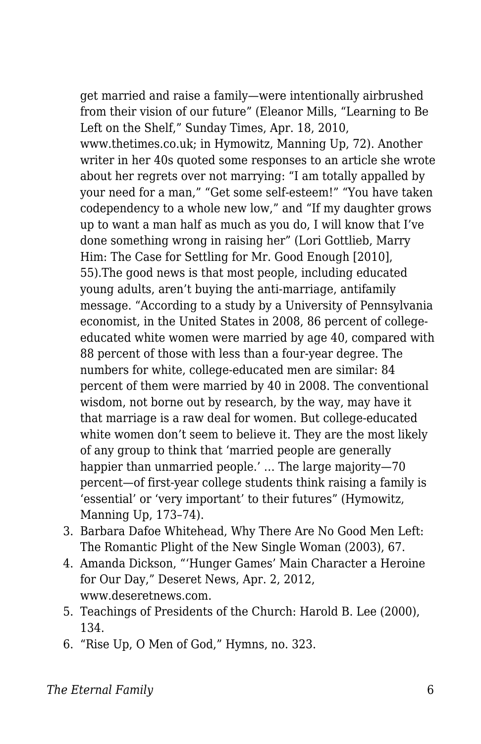get married and raise a family—were intentionally airbrushed from their vision of our future" (Eleanor Mills, "Learning to Be Left on the Shelf," Sunday Times, Apr. 18, 2010, www.thetimes.co.uk; in Hymowitz, Manning Up, 72). Another writer in her 40s quoted some responses to an article she wrote about her regrets over not marrying: "I am totally appalled by your need for a man," "Get some self-esteem!" "You have taken codependency to a whole new low," and "If my daughter grows up to want a man half as much as you do, I will know that I've done something wrong in raising her" (Lori Gottlieb, Marry Him: The Case for Settling for Mr. Good Enough [2010], 55).The good news is that most people, including educated young adults, aren't buying the anti-marriage, antifamily message. "According to a study by a University of Pennsylvania economist, in the United States in 2008, 86 percent of college-educated white women were married by age 40, compared with 88 percent of those with less than a four-year degree. The numbers for white, college-educated men are similar: 84 percent of them were married by 40 in 2008. The conventional wisdom, not borne out by research, by the way, may have it that marriage is a raw deal for women. But college-educated white women don't seem to believe it. They are the most likely of any group to think that 'married people are generally happier than unmarried people.' … The large majority—70 percent—of first-year college students think raising a family is 'essential' or 'very important' to their futures" (Hymowitz, Manning Up, 173–74).

3. Barbara Dafoe Whitehead, Why There Are No Good Men Left: The Romantic Plight of the New Single Woman (2003), 67.
4. Amanda Dickson, "'Hunger Games' Main Character a Heroine for Our Day," Deseret News, Apr. 2, 2012, www.deseretnews.com.
5. Teachings of Presidents of the Church: Harold B. Lee (2000), 134.
6. "Rise Up, O Men of God," Hymns, no. 323.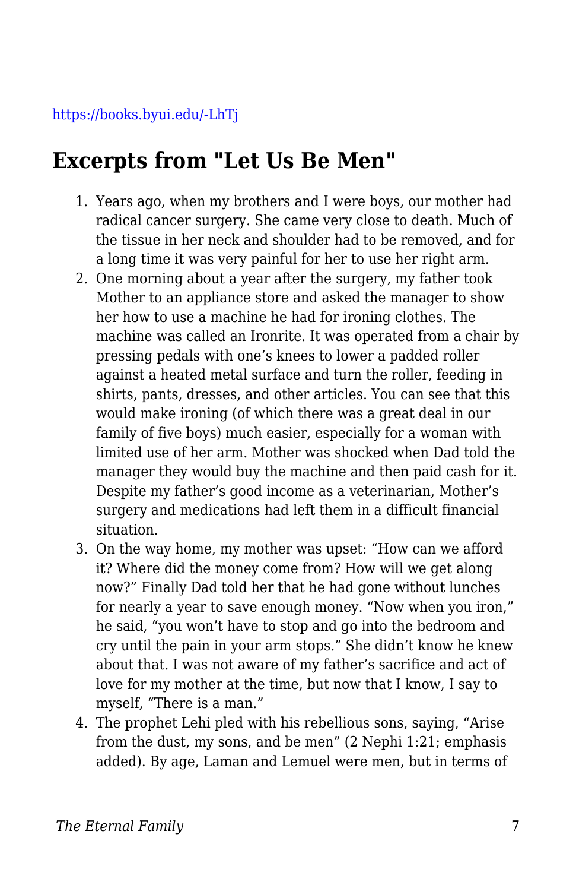https://books.byui.edu/-LhTj

## Excerpts from "Let Us Be Men"

1. Years ago, when my brothers and I were boys, our mother had radical cancer surgery. She came very close to death. Much of the tissue in her neck and shoulder had to be removed, and for a long time it was very painful for her to use her right arm.
2. One morning about a year after the surgery, my father took Mother to an appliance store and asked the manager to show her how to use a machine he had for ironing clothes. The machine was called an Ironrite. It was operated from a chair by pressing pedals with one's knees to lower a padded roller against a heated metal surface and turn the roller, feeding in shirts, pants, dresses, and other articles. You can see that this would make ironing (of which there was a great deal in our family of five boys) much easier, especially for a woman with limited use of her arm. Mother was shocked when Dad told the manager they would buy the machine and then paid cash for it. Despite my father's good income as a veterinarian, Mother's surgery and medications had left them in a difficult financial situation.
3. On the way home, my mother was upset: "How can we afford it? Where did the money come from? How will we get along now?" Finally Dad told her that he had gone without lunches for nearly a year to save enough money. "Now when you iron," he said, "you won't have to stop and go into the bedroom and cry until the pain in your arm stops." She didn't know he knew about that. I was not aware of my father's sacrifice and act of love for my mother at the time, but now that I know, I say to myself, "There is a man."
4. The prophet Lehi pled with his rebellious sons, saying, "Arise from the dust, my sons, and be men" (2 Nephi 1:21; emphasis added). By age, Laman and Lemuel were men, but in terms of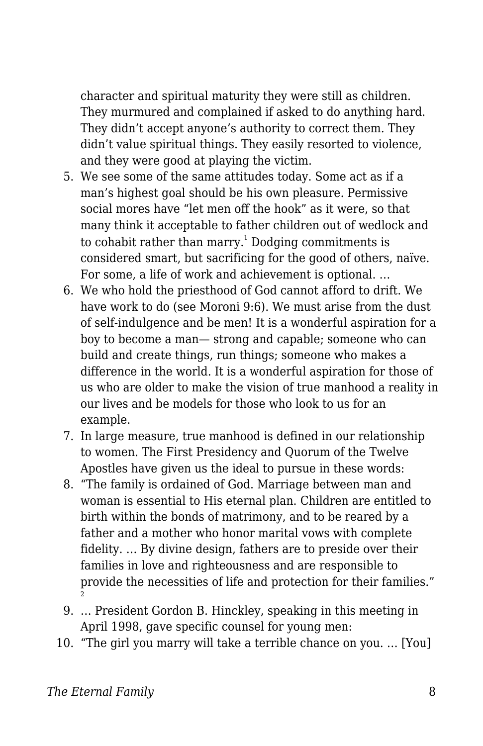character and spiritual maturity they were still as children. They murmured and complained if asked to do anything hard. They didn't accept anyone's authority to correct them. They didn't value spiritual things. They easily resorted to violence, and they were good at playing the victim.

5. We see some of the same attitudes today. Some act as if a man's highest goal should be his own pleasure. Permissive social mores have "let men off the hook" as it were, so that many think it acceptable to father children out of wedlock and to cohabit rather than marry.[1] Dodging commitments is considered smart, but sacrificing for the good of others, naïve. For some, a life of work and achievement is optional. …
6. We who hold the priesthood of God cannot afford to drift. We have work to do (see Moroni 9:6). We must arise from the dust of self-indulgence and be men! It is a wonderful aspiration for a boy to become a man— strong and capable; someone who can build and create things, run things; someone who makes a difference in the world. It is a wonderful aspiration for those of us who are older to make the vision of true manhood a reality in our lives and be models for those who look to us for an example.
7. In large measure, true manhood is defined in our relationship to women. The First Presidency and Quorum of the Twelve Apostles have given us the ideal to pursue in these words:
8. "The family is ordained of God. Marriage between man and woman is essential to His eternal plan. Children are entitled to birth within the bonds of matrimony, and to be reared by a father and a mother who honor marital vows with complete fidelity. … By divine design, fathers are to preside over their families in love and righteousness and are responsible to provide the necessities of life and protection for their families."[2]
9. … President Gordon B. Hinckley, speaking in this meeting in April 1998, gave specific counsel for young men:
10. "The girl you marry will take a terrible chance on you. … [You]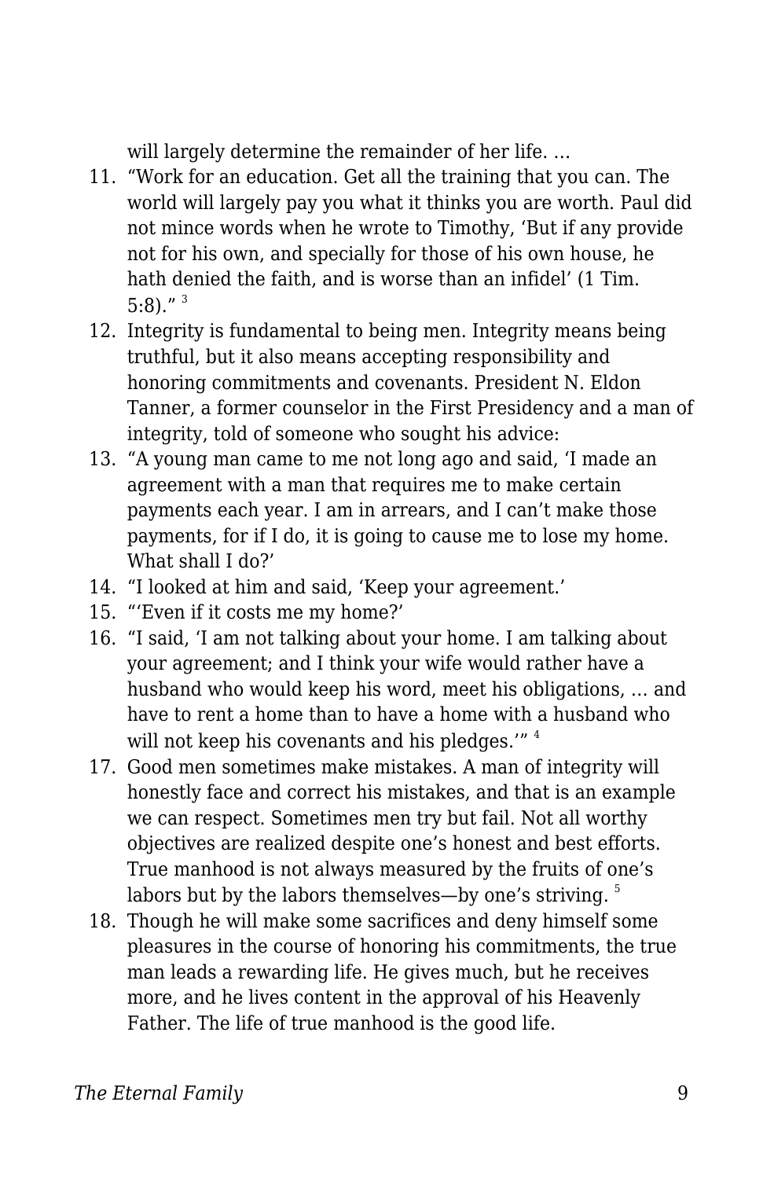will largely determine the remainder of her life. …

11. “Work for an education. Get all the training that you can. The world will largely pay you what it thinks you are worth. Paul did not mince words when he wrote to Timothy, ‘But if any provide not for his own, and specially for those of his own house, he hath denied the faith, and is worse than an infidel’ (1 Tim. 5:8).” [3]
12. Integrity is fundamental to being men. Integrity means being truthful, but it also means accepting responsibility and honoring commitments and covenants. President N. Eldon Tanner, a former counselor in the First Presidency and a man of integrity, told of someone who sought his advice:
13. “A young man came to me not long ago and said, ‘I made an agreement with a man that requires me to make certain payments each year. I am in arrears, and I can’t make those payments, for if I do, it is going to cause me to lose my home. What shall I do?’
14. “I looked at him and said, ‘Keep your agreement.’
15. “‘Even if it costs me my home?’
16. “I said, ‘I am not talking about your home. I am talking about your agreement; and I think your wife would rather have a husband who would keep his word, meet his obligations, … and have to rent a home than to have a home with a husband who will not keep his covenants and his pledges.’” [4]
17. Good men sometimes make mistakes. A man of integrity will honestly face and correct his mistakes, and that is an example we can respect. Sometimes men try but fail. Not all worthy objectives are realized despite one’s honest and best efforts. True manhood is not always measured by the fruits of one’s labors but by the labors themselves—by one’s striving. [5]
18. Though he will make some sacrifices and deny himself some pleasures in the course of honoring his commitments, the true man leads a rewarding life. He gives much, but he receives more, and he lives content in the approval of his Heavenly Father. The life of true manhood is the good life.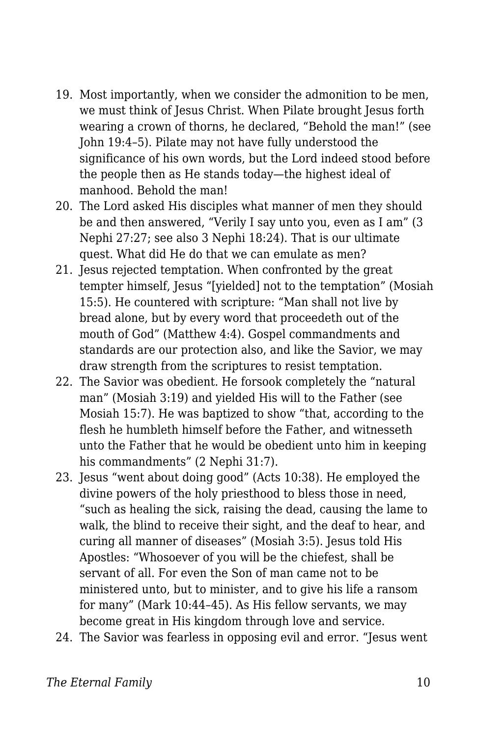19. Most importantly, when we consider the admonition to be men, we must think of Jesus Christ. When Pilate brought Jesus forth wearing a crown of thorns, he declared, "Behold the man!" (see John 19:4–5). Pilate may not have fully understood the significance of his own words, but the Lord indeed stood before the people then as He stands today—the highest ideal of manhood. Behold the man!
20. The Lord asked His disciples what manner of men they should be and then answered, "Verily I say unto you, even as I am" (3 Nephi 27:27; see also 3 Nephi 18:24). That is our ultimate quest. What did He do that we can emulate as men?
21. Jesus rejected temptation. When confronted by the great tempter himself, Jesus "[yielded] not to the temptation" (Mosiah 15:5). He countered with scripture: "Man shall not live by bread alone, but by every word that proceedeth out of the mouth of God" (Matthew 4:4). Gospel commandments and standards are our protection also, and like the Savior, we may draw strength from the scriptures to resist temptation.
22. The Savior was obedient. He forsook completely the "natural man" (Mosiah 3:19) and yielded His will to the Father (see Mosiah 15:7). He was baptized to show "that, according to the flesh he humbleth himself before the Father, and witnesseth unto the Father that he would be obedient unto him in keeping his commandments" (2 Nephi 31:7).
23. Jesus "went about doing good" (Acts 10:38). He employed the divine powers of the holy priesthood to bless those in need, "such as healing the sick, raising the dead, causing the lame to walk, the blind to receive their sight, and the deaf to hear, and curing all manner of diseases" (Mosiah 3:5). Jesus told His Apostles: "Whosoever of you will be the chiefest, shall be servant of all. For even the Son of man came not to be ministered unto, but to minister, and to give his life a ransom for many" (Mark 10:44–45). As His fellow servants, we may become great in His kingdom through love and service.
24. The Savior was fearless in opposing evil and error. "Jesus went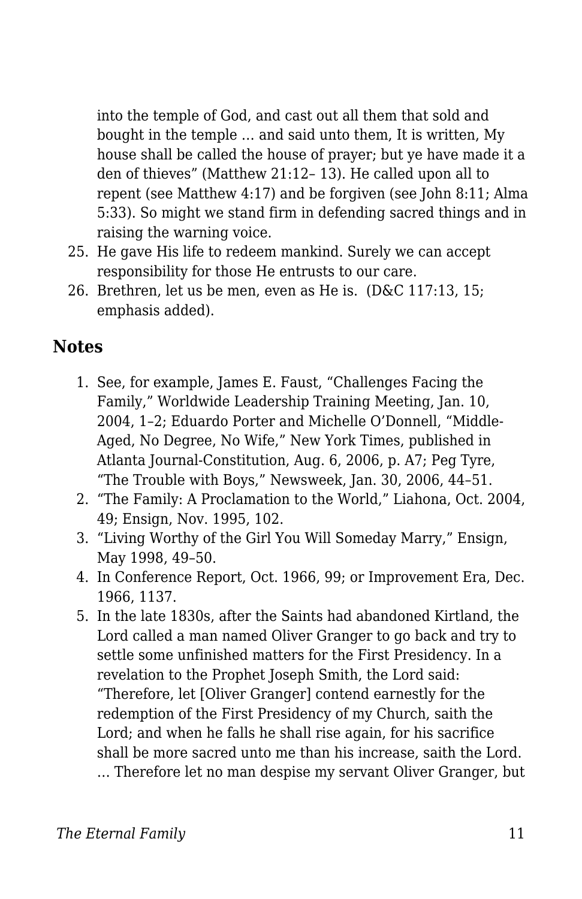into the temple of God, and cast out all them that sold and bought in the temple … and said unto them, It is written, My house shall be called the house of prayer; but ye have made it a den of thieves" (Matthew 21:12– 13). He called upon all to repent (see Matthew 4:17) and be forgiven (see John 8:11; Alma 5:33). So might we stand firm in defending sacred things and in raising the warning voice.

25. He gave His life to redeem mankind. Surely we can accept responsibility for those He entrusts to our care.
26. Brethren, let us be men, even as He is. (D&C 117:13, 15; emphasis added).

## Notes

1. See, for example, James E. Faust, "Challenges Facing the Family," Worldwide Leadership Training Meeting, Jan. 10, 2004, 1–2; Eduardo Porter and Michelle O'Donnell, "Middle-Aged, No Degree, No Wife," New York Times, published in Atlanta Journal-Constitution, Aug. 6, 2006, p. A7; Peg Tyre, "The Trouble with Boys," Newsweek, Jan. 30, 2006, 44–51.
2. "The Family: A Proclamation to the World," Liahona, Oct. 2004, 49; Ensign, Nov. 1995, 102.
3. "Living Worthy of the Girl You Will Someday Marry," Ensign, May 1998, 49–50.
4. In Conference Report, Oct. 1966, 99; or Improvement Era, Dec. 1966, 1137.
5. In the late 1830s, after the Saints had abandoned Kirtland, the Lord called a man named Oliver Granger to go back and try to settle some unfinished matters for the First Presidency. In a revelation to the Prophet Joseph Smith, the Lord said: "Therefore, let [Oliver Granger] contend earnestly for the redemption of the First Presidency of my Church, saith the Lord; and when he falls he shall rise again, for his sacrifice shall be more sacred unto me than his increase, saith the Lord. … Therefore let no man despise my servant Oliver Granger, but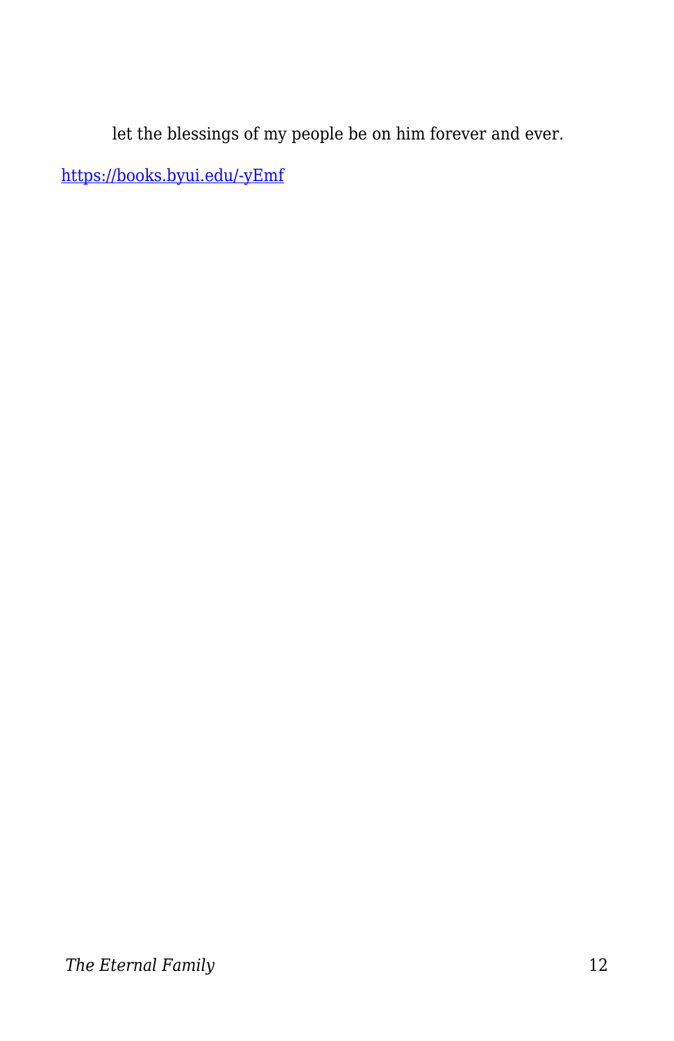let the blessings of my people be on him forever and ever.

https://books.byui.edu/-yEmf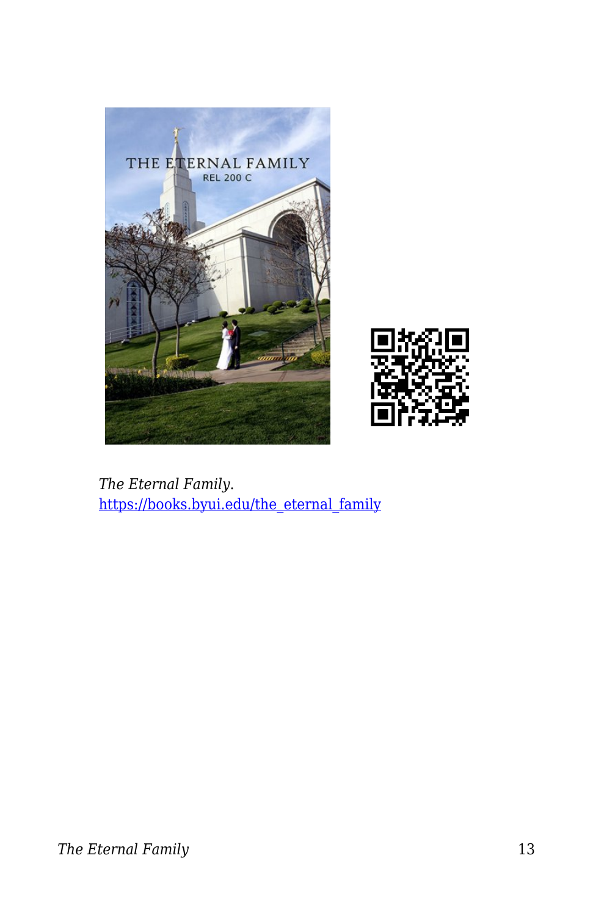*The Eternal Family.*
[https://books.byui.edu/the_eternal_family](https://books.byui.edu/the_eternal_family)